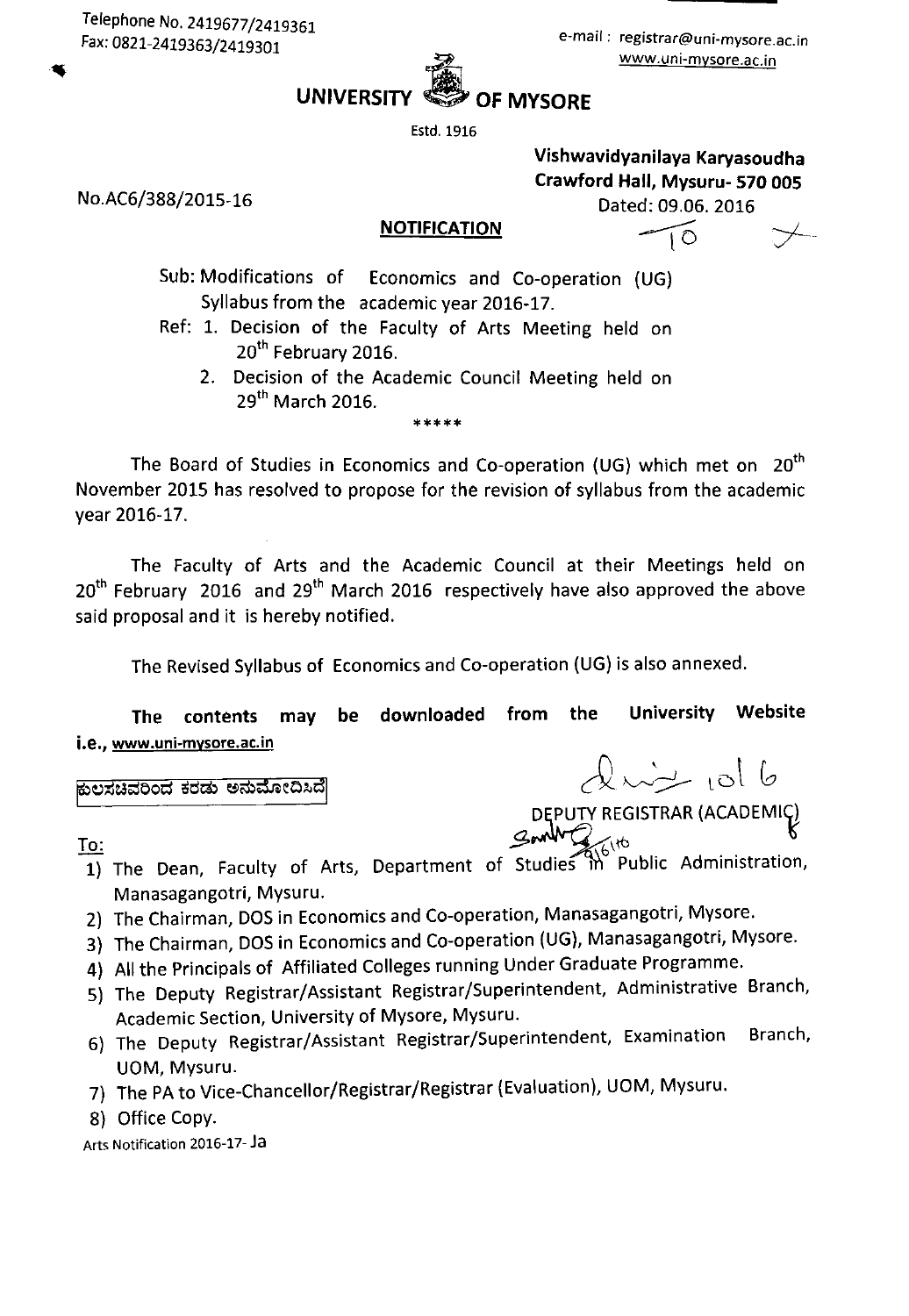Telephone No. 2419677/2419361
Fax: 0821-2419363/2419301

e-mail : registrar@uni-mysore.ac.in
www.uni-mysore.ac.in

# UNIVERSITY OF MYSORE

Estd. 1916

**Vishwavidyanilaya Karyasoudha**
**Crawford Hall, Mysuru- 570 005**

No.AC6/388/2015-16

Dated: 09.06. 2016

**NOTIFICATION**

Sub: Modifications of Economics and Co-operation (UG) Syllabus from the academic year 2016-17.

Ref: 1. Decision of the Faculty of Arts Meeting held on 20th February 2016.

2. Decision of the Academic Council Meeting held on 29th March 2016.

\*\*\*\*\*

The Board of Studies in Economics and Co-operation (UG) which met on 20th November 2015 has resolved to propose for the revision of syllabus from the academic year 2016-17.

The Faculty of Arts and the Academic Council at their Meetings held on 20th February 2016 and 29th March 2016 respectively have also approved the above said proposal and it is hereby notified.

The Revised Syllabus of Economics and Co-operation (UG) is also annexed.

**The contents may be downloaded from the University Website i.e., www.uni-mysore.ac.in**

ಕುಲಸಚಿವರಿಂದ ಕರಡು ಅನುಮೋದಿಸಿದೆ

DEPUTY REGISTRAR (ACADEMIC)

To:

1) The Dean, Faculty of Arts, Department of Studies in Public Administration, Manasagangotri, Mysuru.
2) The Chairman, DOS in Economics and Co-operation, Manasagangotri, Mysore.
3) The Chairman, DOS in Economics and Co-operation (UG), Manasagangotri, Mysore.
4) All the Principals of Affiliated Colleges running Under Graduate Programme.
5) The Deputy Registrar/Assistant Registrar/Superintendent, Administrative Branch, Academic Section, University of Mysore, Mysuru.
6) The Deputy Registrar/Assistant Registrar/Superintendent, Examination Branch, UOM, Mysuru.
7) The PA to Vice-Chancellor/Registrar/Registrar (Evaluation), UOM, Mysuru.
8) Office Copy.

Arts Notification 2016-17- Ja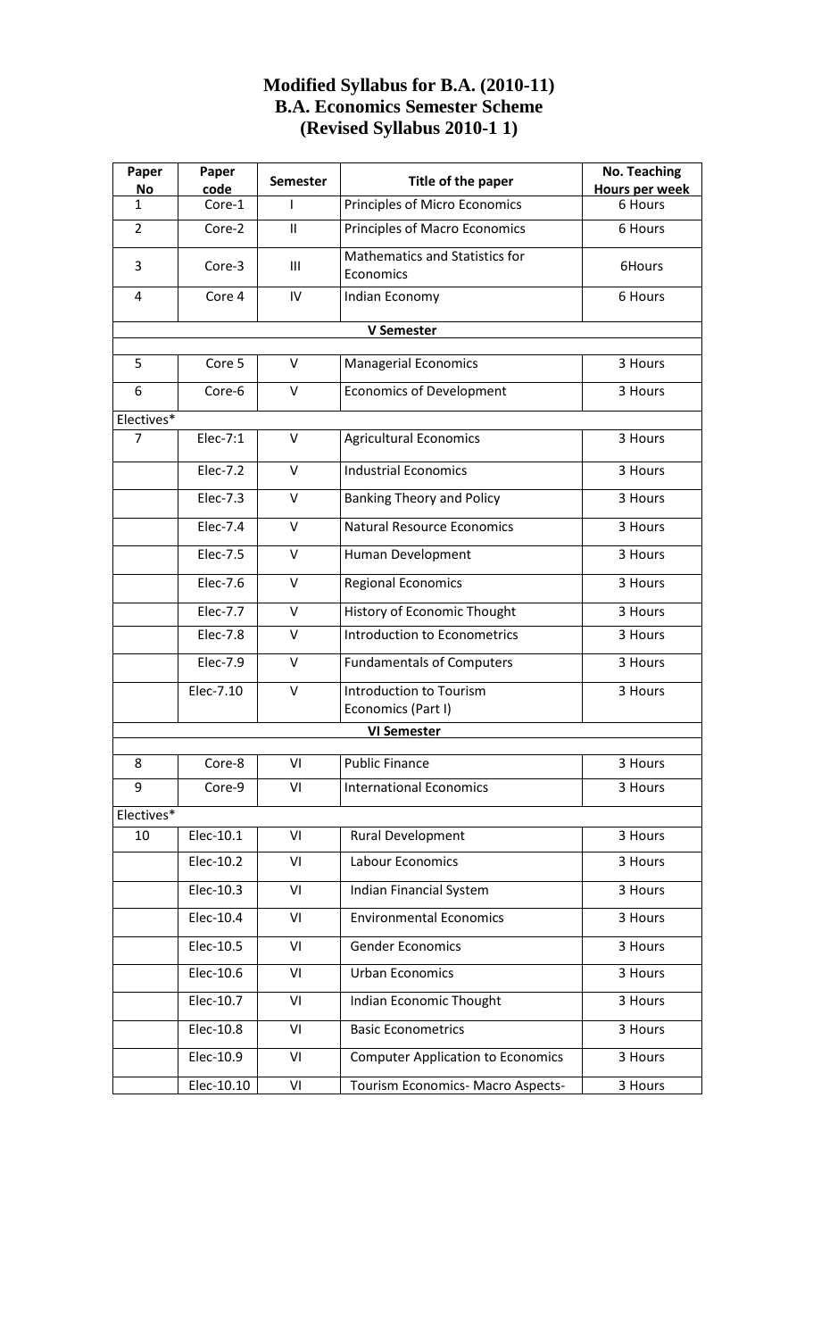## Modified Syllabus for B.A. (2010-11)
## B.A. Economics Semester Scheme
## (Revised Syllabus 2010-1 1)

| Paper No | Paper code | Semester | Title of the paper | No. Teaching Hours per week |
|---|---|---|---|---|
| 1 | Core-1 | I | Principles of Micro Economics | 6 Hours |
| 2 | Core-2 | II | Principles of Macro Economics | 6 Hours |
| 3 | Core-3 | III | Mathematics and Statistics for Economics | 6Hours |
| 4 | Core 4 | IV | Indian Economy | 6 Hours |
| | | | **V Semester** | |
| 5 | Core 5 | V | Managerial Economics | 3 Hours |
| 6 | Core-6 | V | Economics of Development | 3 Hours |
| Electives* | | | | |
| 7 | Elec-7:1 | V | Agricultural Economics | 3 Hours |
| | Elec-7.2 | V | Industrial Economics | 3 Hours |
| | Elec-7.3 | V | Banking Theory and Policy | 3 Hours |
| | Elec-7.4 | V | Natural Resource Economics | 3 Hours |
| | Elec-7.5 | V | Human Development | 3 Hours |
| | Elec-7.6 | V | Regional Economics | 3 Hours |
| | Elec-7.7 | V | History of Economic Thought | 3 Hours |
| | Elec-7.8 | V | Introduction to Econometrics | 3 Hours |
| | Elec-7.9 | V | Fundamentals of Computers | 3 Hours |
| | Elec-7.10 | V | Introduction to Tourism Economics (Part I) | 3 Hours |
| | | | **VI Semester** | |
| 8 | Core-8 | VI | Public Finance | 3 Hours |
| 9 | Core-9 | VI | International Economics | 3 Hours |
| Electives* | | | | |
| 10 | Elec-10.1 | VI | Rural Development | 3 Hours |
| | Elec-10.2 | VI | Labour Economics | 3 Hours |
| | Elec-10.3 | VI | Indian Financial System | 3 Hours |
| | Elec-10.4 | VI | Environmental Economics | 3 Hours |
| | Elec-10.5 | VI | Gender Economics | 3 Hours |
| | Elec-10.6 | VI | Urban Economics | 3 Hours |
| | Elec-10.7 | VI | Indian Economic Thought | 3 Hours |
| | Elec-10.8 | VI | Basic Econometrics | 3 Hours |
| | Elec-10.9 | VI | Computer Application to Economics | 3 Hours |
| | Elec-10.10 | VI | Tourism Economics- Macro Aspects- | 3 Hours |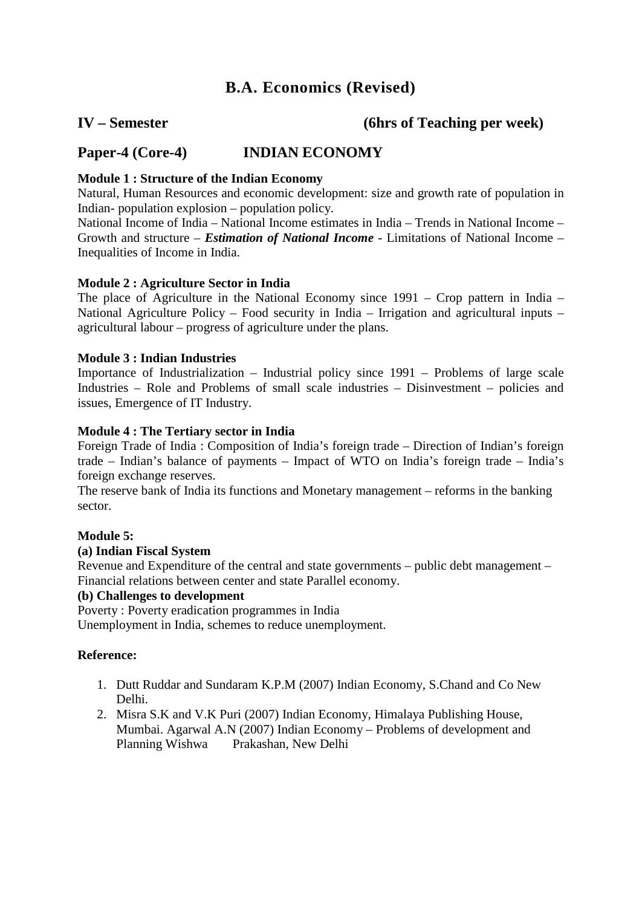# B.A. Economics (Revised)

## IV – Semester (6hrs of Teaching per week)

## Paper-4 (Core-4) INDIAN ECONOMY

**Module 1 : Structure of the Indian Economy**

Natural, Human Resources and economic development: size and growth rate of population in Indian- population explosion – population policy.

National Income of India – National Income estimates in India – Trends in National Income – Growth and structure – ***Estimation of National Income*** - Limitations of National Income – Inequalities of Income in India.

**Module 2 : Agriculture Sector in India**

The place of Agriculture in the National Economy since 1991 – Crop pattern in India – National Agriculture Policy – Food security in India – Irrigation and agricultural inputs – agricultural labour – progress of agriculture under the plans.

**Module 3 : Indian Industries**

Importance of Industrialization – Industrial policy since 1991 – Problems of large scale Industries – Role and Problems of small scale industries – Disinvestment – policies and issues, Emergence of IT Industry.

**Module 4 : The Tertiary sector in India**

Foreign Trade of India : Composition of India's foreign trade – Direction of Indian's foreign trade – Indian's balance of payments – Impact of WTO on India's foreign trade – India's foreign exchange reserves.

The reserve bank of India its functions and Monetary management – reforms in the banking sector.

**Module 5:**

**(a) Indian Fiscal System**

Revenue and Expenditure of the central and state governments – public debt management – Financial relations between center and state Parallel economy.

**(b) Challenges to development**

Poverty : Poverty eradication programmes in India

Unemployment in India, schemes to reduce unemployment.

**Reference:**

1. Dutt Ruddar and Sundaram K.P.M (2007) Indian Economy, S.Chand and Co New Delhi.
2. Misra S.K and V.K Puri (2007) Indian Economy, Himalaya Publishing House, Mumbai. Agarwal A.N (2007) Indian Economy – Problems of development and Planning Wishwa Prakashan, New Delhi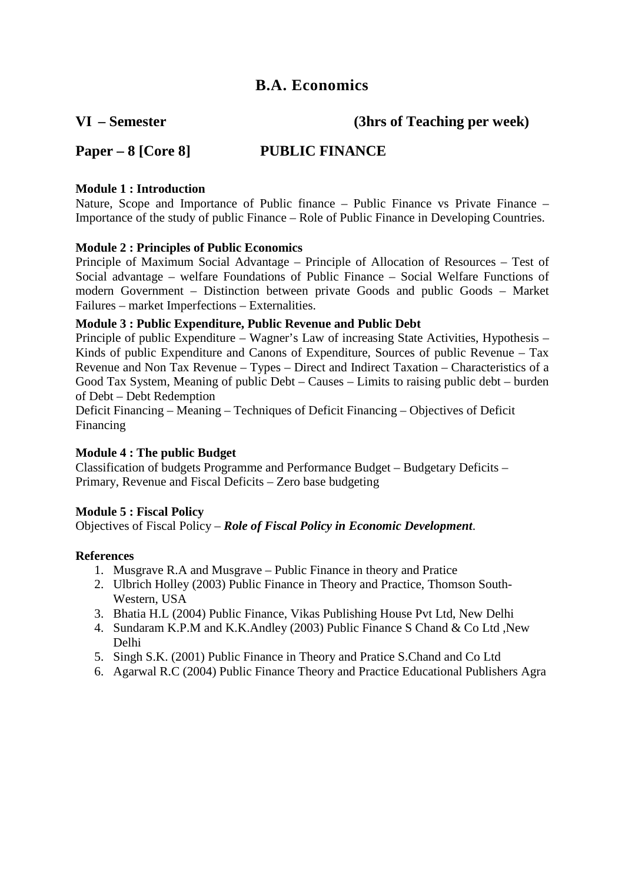# B.A. Economics

**VI – Semester** **(3hrs of Teaching per week)**

**Paper – 8 [Core 8]** **PUBLIC FINANCE**

**Module 1 : Introduction**

Nature, Scope and Importance of Public finance – Public Finance vs Private Finance – Importance of the study of public Finance – Role of Public Finance in Developing Countries.

**Module 2 : Principles of Public Economics**

Principle of Maximum Social Advantage – Principle of Allocation of Resources – Test of Social advantage – welfare Foundations of Public Finance – Social Welfare Functions of modern Government – Distinction between private Goods and public Goods – Market Failures – market Imperfections – Externalities.

**Module 3 : Public Expenditure, Public Revenue and Public Debt**

Principle of public Expenditure – Wagner's Law of increasing State Activities, Hypothesis – Kinds of public Expenditure and Canons of Expenditure, Sources of public Revenue – Tax Revenue and Non Tax Revenue – Types – Direct and Indirect Taxation – Characteristics of a Good Tax System, Meaning of public Debt – Causes – Limits to raising public debt – burden of Debt – Debt Redemption

Deficit Financing – Meaning – Techniques of Deficit Financing – Objectives of Deficit Financing

**Module 4 : The public Budget**

Classification of budgets Programme and Performance Budget – Budgetary Deficits – Primary, Revenue and Fiscal Deficits – Zero base budgeting

**Module 5 : Fiscal Policy**

Objectives of Fiscal Policy – ***Role of Fiscal Policy in Economic Development***.

**References**

1. Musgrave R.A and Musgrave – Public Finance in theory and Pratice
2. Ulbrich Holley (2003) Public Finance in Theory and Practice, Thomson South-Western, USA
3. Bhatia H.L (2004) Public Finance, Vikas Publishing House Pvt Ltd, New Delhi
4. Sundaram K.P.M and K.K.Andley (2003) Public Finance S Chand & Co Ltd ,New Delhi
5. Singh S.K. (2001) Public Finance in Theory and Pratice S.Chand and Co Ltd
6. Agarwal R.C (2004) Public Finance Theory and Practice Educational Publishers Agra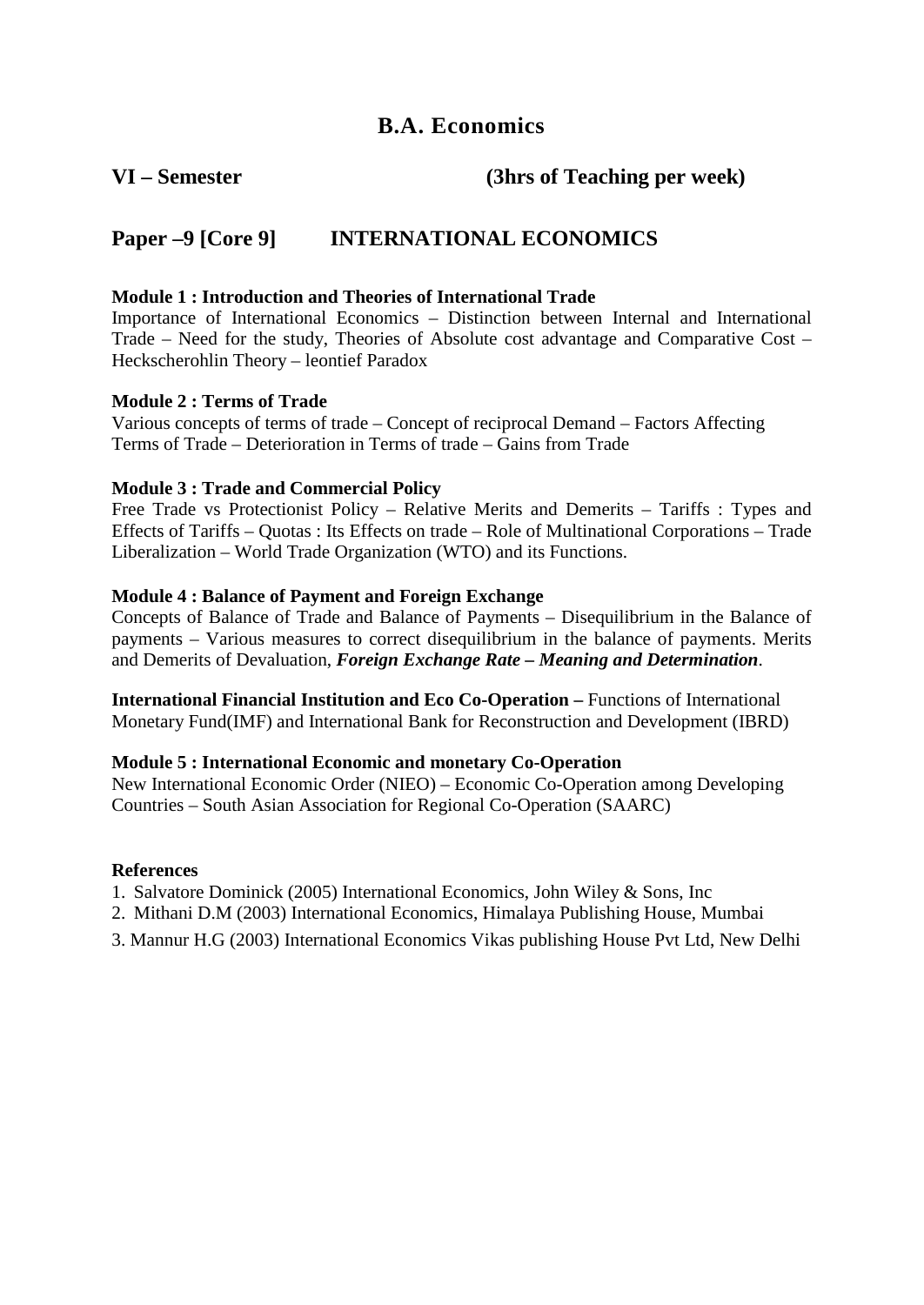# B.A. Economics

## VI – Semester (3hrs of Teaching per week)

## Paper –9 [Core 9] INTERNATIONAL ECONOMICS

**Module 1 : Introduction and Theories of International Trade**
Importance of International Economics – Distinction between Internal and International Trade – Need for the study, Theories of Absolute cost advantage and Comparative Cost – Heckscherohlin Theory – leontief Paradox

**Module 2 : Terms of Trade**
Various concepts of terms of trade – Concept of reciprocal Demand – Factors Affecting Terms of Trade – Deterioration in Terms of trade – Gains from Trade

**Module 3 : Trade and Commercial Policy**
Free Trade vs Protectionist Policy – Relative Merits and Demerits – Tariffs : Types and Effects of Tariffs – Quotas : Its Effects on trade – Role of Multinational Corporations – Trade Liberalization – World Trade Organization (WTO) and its Functions.

**Module 4 : Balance of Payment and Foreign Exchange**
Concepts of Balance of Trade and Balance of Payments – Disequilibrium in the Balance of payments – Various measures to correct disequilibrium in the balance of payments. Merits and Demerits of Devaluation, ***Foreign Exchange Rate – Meaning and Determination***.

**International Financial Institution and Eco Co-Operation –** Functions of International Monetary Fund(IMF) and International Bank for Reconstruction and Development (IBRD)

**Module 5 : International Economic and monetary Co-Operation**
New International Economic Order (NIEO) – Economic Co-Operation among Developing Countries – South Asian Association for Regional Co-Operation (SAARC)

**References**

1. Salvatore Dominick (2005) International Economics, John Wiley & Sons, Inc
2. Mithani D.M (2003) International Economics, Himalaya Publishing House, Mumbai
3. Mannur H.G (2003) International Economics Vikas publishing House Pvt Ltd, New Delhi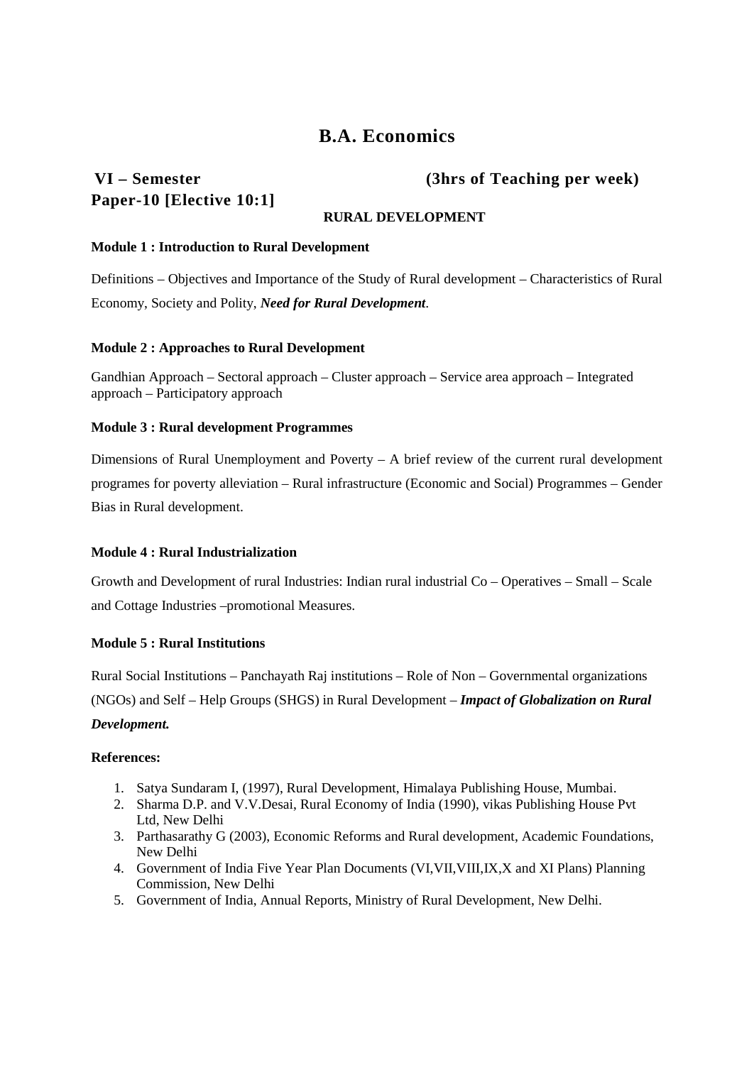# B.A. Economics

**VI – Semester** **(3hrs of Teaching per week)**

**Paper-10 [Elective 10:1]**

**RURAL DEVELOPMENT**

**Module 1 : Introduction to Rural Development**

Definitions – Objectives and Importance of the Study of Rural development – Characteristics of Rural Economy, Society and Polity, ***Need for Rural Development***.

**Module 2 : Approaches to Rural Development**

Gandhian Approach – Sectoral approach – Cluster approach – Service area approach – Integrated approach – Participatory approach

**Module 3 : Rural development Programmes**

Dimensions of Rural Unemployment and Poverty – A brief review of the current rural development programes for poverty alleviation – Rural infrastructure (Economic and Social) Programmes – Gender Bias in Rural development.

**Module 4 : Rural Industrialization**

Growth and Development of rural Industries: Indian rural industrial Co – Operatives – Small – Scale and Cottage Industries –promotional Measures.

**Module 5 : Rural Institutions**

Rural Social Institutions – Panchayath Raj institutions – Role of Non – Governmental organizations (NGOs) and Self – Help Groups (SHGS) in Rural Development – ***Impact of Globalization on Rural Development.***

**References:**

1. Satya Sundaram I, (1997), Rural Development, Himalaya Publishing House, Mumbai.
2. Sharma D.P. and V.V.Desai, Rural Economy of India (1990), vikas Publishing House Pvt Ltd, New Delhi
3. Parthasarathy G (2003), Economic Reforms and Rural development, Academic Foundations, New Delhi
4. Government of India Five Year Plan Documents (VI,VII,VIII,IX,X and XI Plans) Planning Commission, New Delhi
5. Government of India, Annual Reports, Ministry of Rural Development, New Delhi.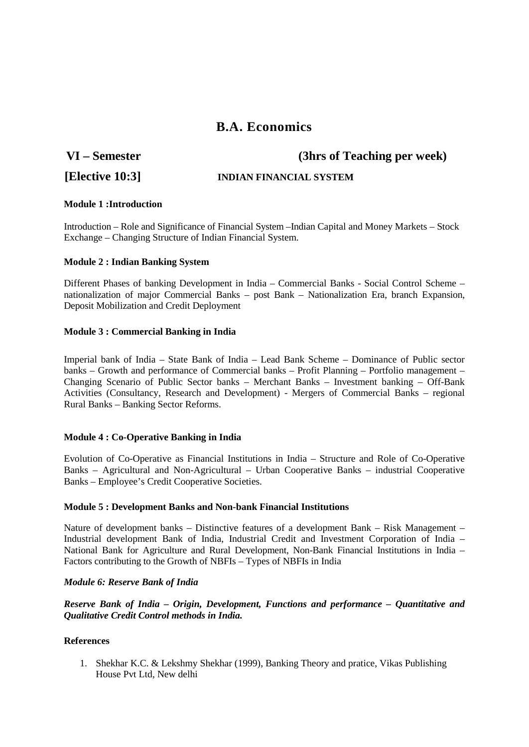# B.A. Economics

**VI – Semester** **(3hrs of Teaching per week)**

**[Elective 10:3]** **INDIAN FINANCIAL SYSTEM**

**Module 1 :Introduction**

Introduction – Role and Significance of Financial System –Indian Capital and Money Markets – Stock Exchange – Changing Structure of Indian Financial System.

**Module 2 : Indian Banking System**

Different Phases of banking Development in India – Commercial Banks - Social Control Scheme – nationalization of major Commercial Banks – post Bank – Nationalization Era, branch Expansion, Deposit Mobilization and Credit Deployment

**Module 3 : Commercial Banking in India**

Imperial bank of India – State Bank of India – Lead Bank Scheme – Dominance of Public sector banks – Growth and performance of Commercial banks – Profit Planning – Portfolio management – Changing Scenario of Public Sector banks – Merchant Banks – Investment banking – Off-Bank Activities (Consultancy, Research and Development) - Mergers of Commercial Banks – regional Rural Banks – Banking Sector Reforms.

**Module 4 : Co-Operative Banking in India**

Evolution of Co-Operative as Financial Institutions in India – Structure and Role of Co-Operative Banks – Agricultural and Non-Agricultural – Urban Cooperative Banks – industrial Cooperative Banks – Employee's Credit Cooperative Societies.

**Module 5 : Development Banks and Non-bank Financial Institutions**

Nature of development banks – Distinctive features of a development Bank – Risk Management – Industrial development Bank of India, Industrial Credit and Investment Corporation of India – National Bank for Agriculture and Rural Development, Non-Bank Financial Institutions in India – Factors contributing to the Growth of NBFIs – Types of NBFIs in India

***Module 6: Reserve Bank of India***

***Reserve Bank of India – Origin, Development, Functions and performance – Quantitative and Qualitative Credit Control methods in India.***

**References**

1. Shekhar K.C. & Lekshmy Shekhar (1999), Banking Theory and pratice, Vikas Publishing House Pvt Ltd, New delhi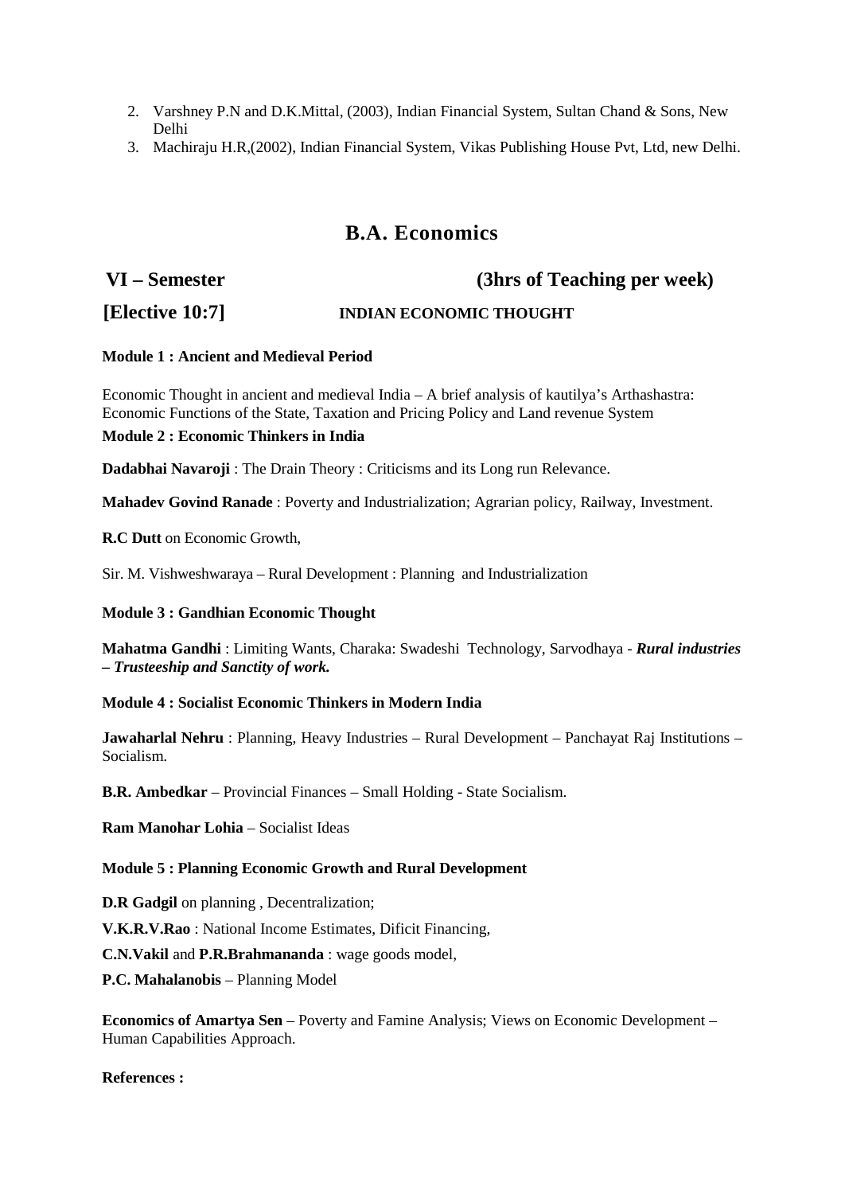2. Varshney P.N and D.K.Mittal, (2003), Indian Financial System, Sultan Chand & Sons, New Delhi
3. Machiraju H.R,(2002), Indian Financial System, Vikas Publishing House Pvt, Ltd, new Delhi.

## B.A. Economics

**VI – Semester** **(3hrs of Teaching per week)**

**[Elective 10:7]** **INDIAN ECONOMIC THOUGHT**

**Module 1 : Ancient and Medieval Period**

Economic Thought in ancient and medieval India – A brief analysis of kautilya's Arthashastra: Economic Functions of the State, Taxation and Pricing Policy and Land revenue System

**Module 2 : Economic Thinkers in India**

**Dadabhai Navaroji** : The Drain Theory : Criticisms and its Long run Relevance.

**Mahadev Govind Ranade** : Poverty and Industrialization; Agrarian policy, Railway, Investment.

**R.C Dutt** on Economic Growth,

Sir. M. Vishweshwaraya – Rural Development : Planning and Industrialization

**Module 3 : Gandhian Economic Thought**

**Mahatma Gandhi** : Limiting Wants, Charaka: Swadeshi Technology, Sarvodhaya - ***Rural industries – Trusteeship and Sanctity of work.***

**Module 4 : Socialist Economic Thinkers in Modern India**

**Jawaharlal Nehru** : Planning, Heavy Industries – Rural Development – Panchayat Raj Institutions – Socialism.

**B.R. Ambedkar** – Provincial Finances – Small Holding - State Socialism.

**Ram Manohar Lohia** – Socialist Ideas

**Module 5 : Planning Economic Growth and Rural Development**

**D.R Gadgil** on planning , Decentralization;

**V.K.R.V.Rao** : National Income Estimates, Dificit Financing,

**C.N.Vakil** and **P.R.Brahmananda** : wage goods model,

**P.C. Mahalanobis** – Planning Model

**Economics of Amartya Sen** – Poverty and Famine Analysis; Views on Economic Development – Human Capabilities Approach.

**References :**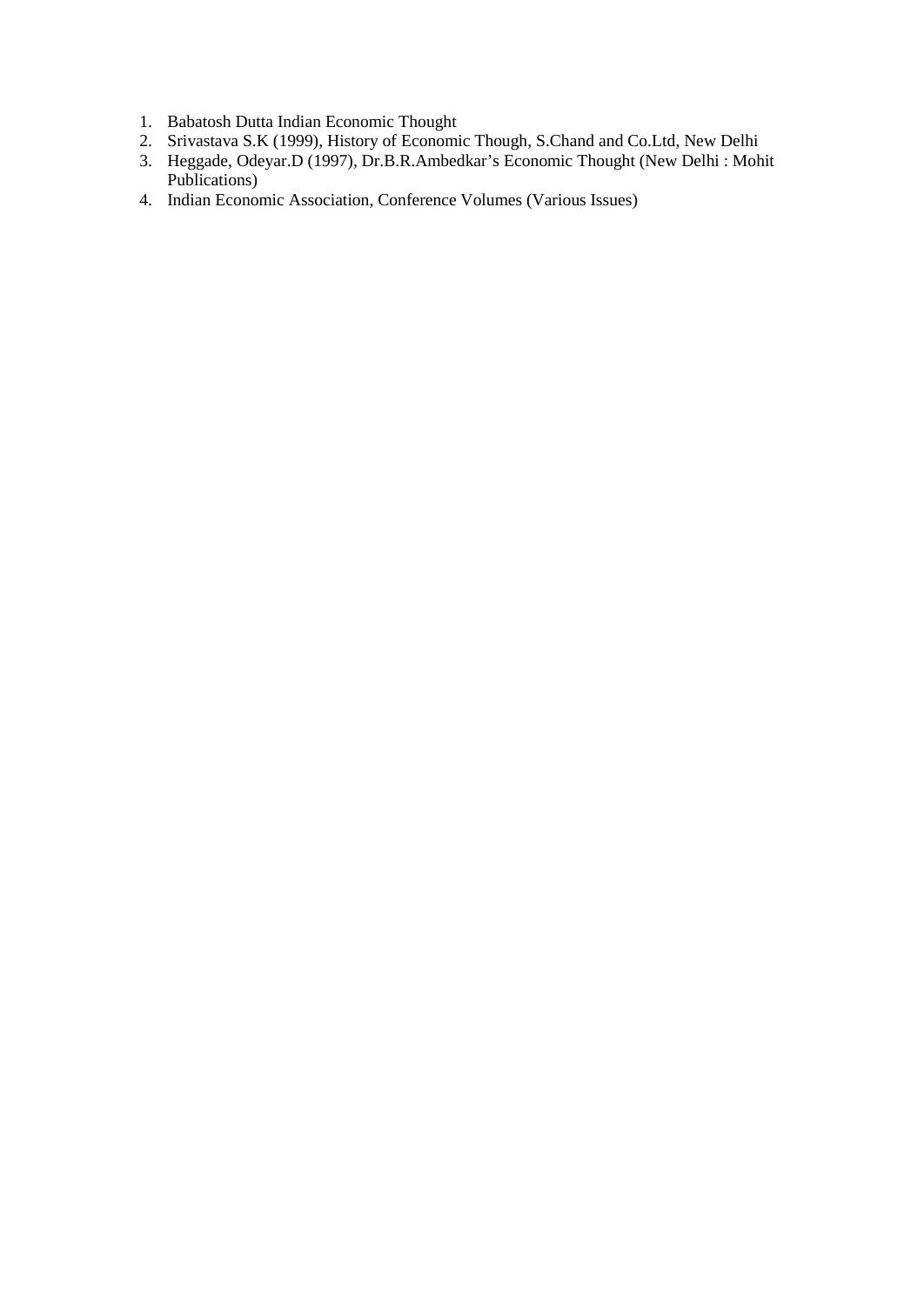1. Babatosh Dutta Indian Economic Thought
2. Srivastava S.K (1999), History of Economic Though, S.Chand and Co.Ltd, New Delhi
3. Heggade, Odeyar.D (1997), Dr.B.R.Ambedkar's Economic Thought (New Delhi : Mohit Publications)
4. Indian Economic Association, Conference Volumes (Various Issues)